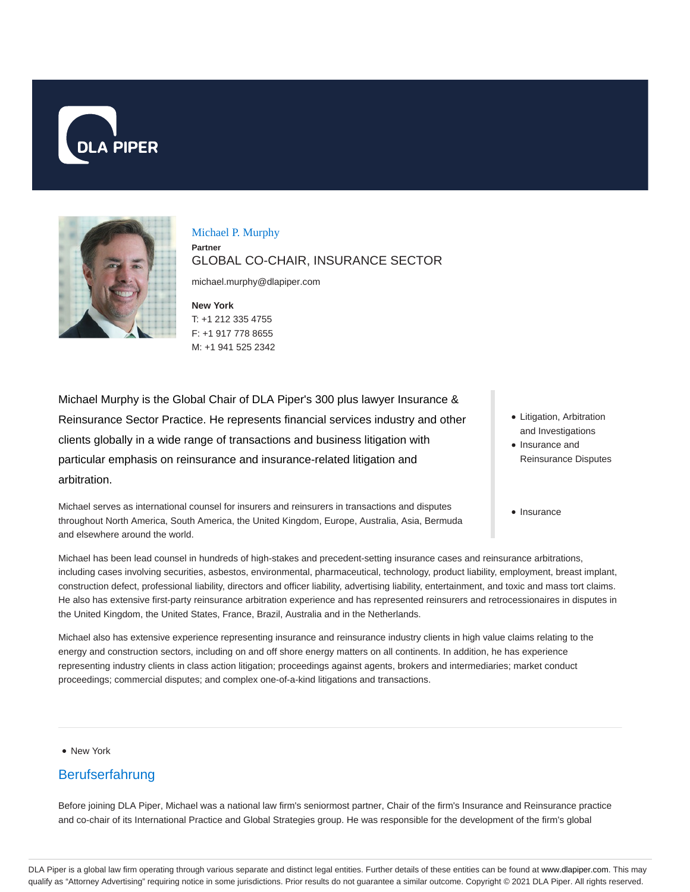# Michael P. Murphy

**Partner**

GLOBAL CO-CHAIR, INSURANCE SECTOR

michael.murphy@dlapiper.com

**New York**
T: +1 212 335 4755
F: +1 917 778 8655
M: +1 941 525 2342

Michael Murphy is the Global Chair of DLA Piper's 300 plus lawyer Insurance & Reinsurance Sector Practice. He represents financial services industry and other clients globally in a wide range of transactions and business litigation with particular emphasis on reinsurance and insurance-related litigation and arbitration.

Michael serves as international counsel for insurers and reinsurers in transactions and disputes throughout North America, South America, the United Kingdom, Europe, Australia, Asia, Bermuda and elsewhere around the world.

- Litigation, Arbitration and Investigations
- Insurance and Reinsurance Disputes

- Insurance

Michael has been lead counsel in hundreds of high-stakes and precedent-setting insurance cases and reinsurance arbitrations, including cases involving securities, asbestos, environmental, pharmaceutical, technology, product liability, employment, breast implant, construction defect, professional liability, directors and officer liability, advertising liability, entertainment, and toxic and mass tort claims. He also has extensive first-party reinsurance arbitration experience and has represented reinsurers and retrocessionaires in disputes in the United Kingdom, the United States, France, Brazil, Australia and in the Netherlands.

Michael also has extensive experience representing insurance and reinsurance industry clients in high value claims relating to the energy and construction sectors, including on and off shore energy matters on all continents. In addition, he has experience representing industry clients in class action litigation; proceedings against agents, brokers and intermediaries; market conduct proceedings; commercial disputes; and complex one-of-a-kind litigations and transactions.

- New York

## Berufserfahrung

Before joining DLA Piper, Michael was a national law firm's seniormost partner, Chair of the firm's Insurance and Reinsurance practice and co-chair of its International Practice and Global Strategies group. He was responsible for the development of the firm's global

DLA Piper is a global law firm operating through various separate and distinct legal entities. Further details of these entities can be found at www.dlapiper.com. This may qualify as "Attorney Advertising" requiring notice in some jurisdictions. Prior results do not guarantee a similar outcome. Copyright © 2021 DLA Piper. All rights reserved.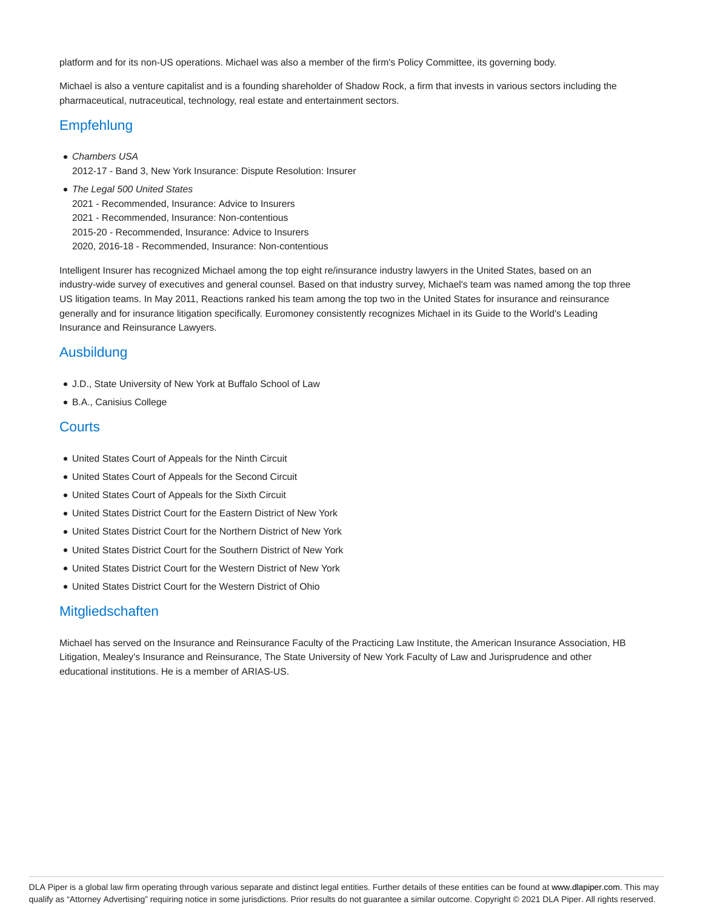platform and for its non-US operations. Michael was also a member of the firm's Policy Committee, its governing body.

Michael is also a venture capitalist and is a founding shareholder of Shadow Rock, a firm that invests in various sectors including the pharmaceutical, nutraceutical, technology, real estate and entertainment sectors.

## Empfehlung

- *Chambers USA*
  2012-17 - Band 3, New York Insurance: Dispute Resolution: Insurer
- *The Legal 500 United States*
  2021 - Recommended, Insurance: Advice to Insurers
  2021 - Recommended, Insurance: Non-contentious
  2015-20 - Recommended, Insurance: Advice to Insurers
  2020, 2016-18 - Recommended, Insurance: Non-contentious

Intelligent Insurer has recognized Michael among the top eight re/insurance industry lawyers in the United States, based on an industry-wide survey of executives and general counsel. Based on that industry survey, Michael's team was named among the top three US litigation teams. In May 2011, Reactions ranked his team among the top two in the United States for insurance and reinsurance generally and for insurance litigation specifically. Euromoney consistently recognizes Michael in its Guide to the World's Leading Insurance and Reinsurance Lawyers.

## Ausbildung

- J.D., State University of New York at Buffalo School of Law
- B.A., Canisius College

## Courts

- United States Court of Appeals for the Ninth Circuit
- United States Court of Appeals for the Second Circuit
- United States Court of Appeals for the Sixth Circuit
- United States District Court for the Eastern District of New York
- United States District Court for the Northern District of New York
- United States District Court for the Southern District of New York
- United States District Court for the Western District of New York
- United States District Court for the Western District of Ohio

## Mitgliedschaften

Michael has served on the Insurance and Reinsurance Faculty of the Practicing Law Institute, the American Insurance Association, HB Litigation, Mealey's Insurance and Reinsurance, The State University of New York Faculty of Law and Jurisprudence and other educational institutions. He is a member of ARIAS-US.

DLA Piper is a global law firm operating through various separate and distinct legal entities. Further details of these entities can be found at www.dlapiper.com. This may qualify as "Attorney Advertising" requiring notice in some jurisdictions. Prior results do not guarantee a similar outcome. Copyright © 2021 DLA Piper. All rights reserved.